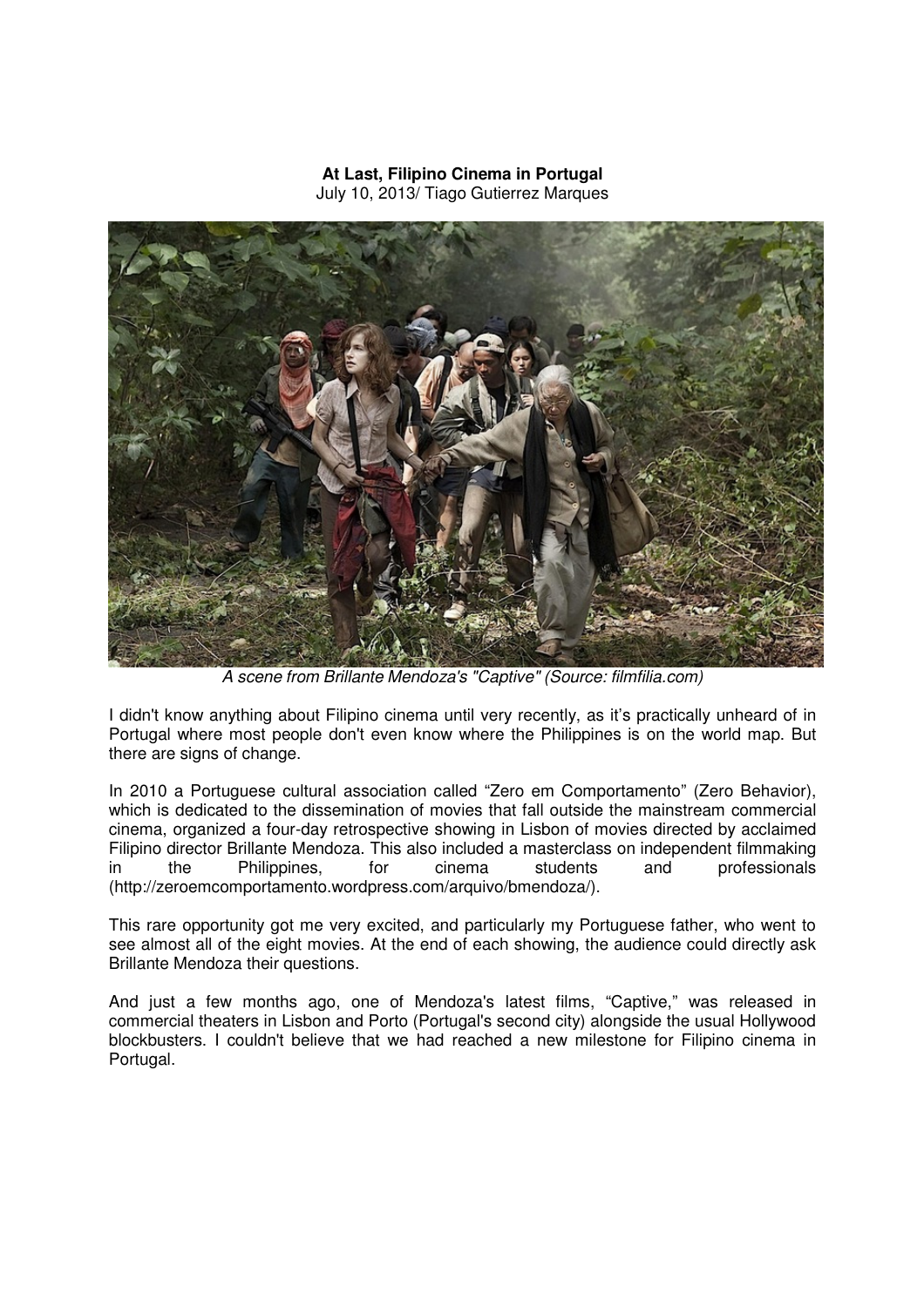**At Last, Filipino Cinema in Portugal**
July 10, 2013/ Tiago Gutierrez Marques

*A scene from Brillante Mendoza's "Captive" (Source: filmfilia.com)*

I didn't know anything about Filipino cinema until very recently, as it's practically unheard of in Portugal where most people don't even know where the Philippines is on the world map. But there are signs of change.

In 2010 a Portuguese cultural association called "Zero em Comportamento" (Zero Behavior), which is dedicated to the dissemination of movies that fall outside the mainstream commercial cinema, organized a four-day retrospective showing in Lisbon of movies directed by acclaimed Filipino director Brillante Mendoza. This also included a masterclass on independent filmmaking in the Philippines, for cinema students and professionals (http://zeroemcomportamento.wordpress.com/arquivo/bmendoza/).

This rare opportunity got me very excited, and particularly my Portuguese father, who went to see almost all of the eight movies. At the end of each showing, the audience could directly ask Brillante Mendoza their questions.

And just a few months ago, one of Mendoza's latest films, "Captive," was released in commercial theaters in Lisbon and Porto (Portugal's second city) alongside the usual Hollywood blockbusters. I couldn't believe that we had reached a new milestone for Filipino cinema in Portugal.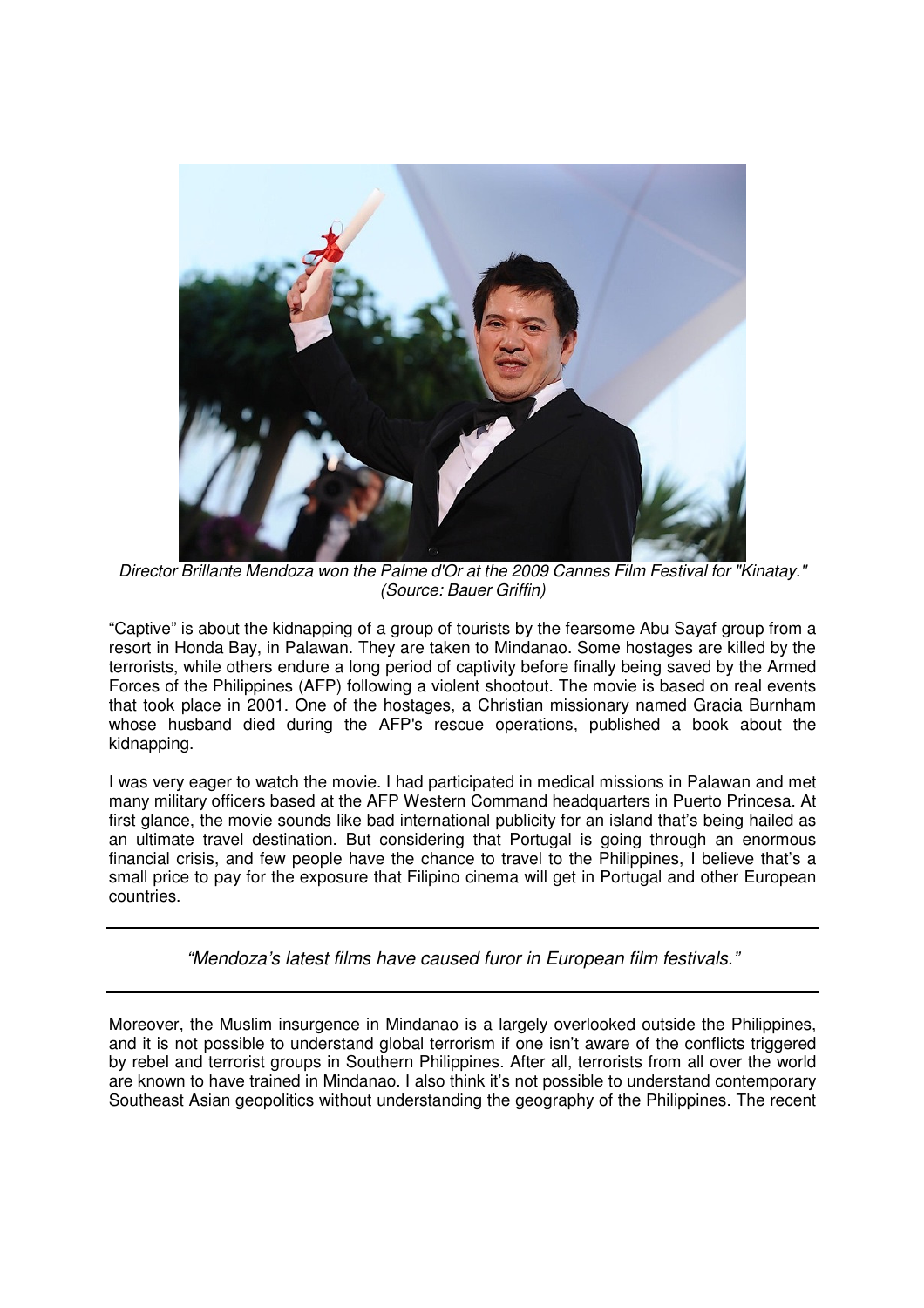*Director Brillante Mendoza won the Palme d'Or at the 2009 Cannes Film Festival for "Kinatay." (Source: Bauer Griffin)*

"Captive" is about the kidnapping of a group of tourists by the fearsome Abu Sayaf group from a resort in Honda Bay, in Palawan. They are taken to Mindanao. Some hostages are killed by the terrorists, while others endure a long period of captivity before finally being saved by the Armed Forces of the Philippines (AFP) following a violent shootout. The movie is based on real events that took place in 2001. One of the hostages, a Christian missionary named Gracia Burnham whose husband died during the AFP's rescue operations, published a book about the kidnapping.

I was very eager to watch the movie. I had participated in medical missions in Palawan and met many military officers based at the AFP Western Command headquarters in Puerto Princesa. At first glance, the movie sounds like bad international publicity for an island that's being hailed as an ultimate travel destination. But considering that Portugal is going through an enormous financial crisis, and few people have the chance to travel to the Philippines, I believe that's a small price to pay for the exposure that Filipino cinema will get in Portugal and other European countries.

---

*"Mendoza's latest films have caused furor in European film festivals."*

---

Moreover, the Muslim insurgence in Mindanao is a largely overlooked outside the Philippines, and it is not possible to understand global terrorism if one isn't aware of the conflicts triggered by rebel and terrorist groups in Southern Philippines. After all, terrorists from all over the world are known to have trained in Mindanao. I also think it's not possible to understand contemporary Southeast Asian geopolitics without understanding the geography of the Philippines. The recent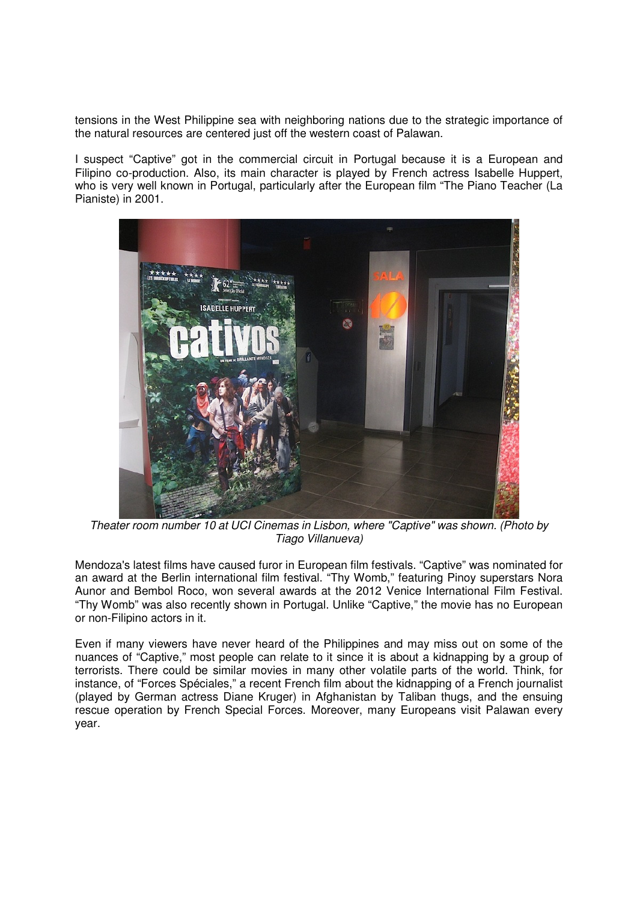tensions in the West Philippine sea with neighboring nations due to the strategic importance of the natural resources are centered just off the western coast of Palawan.

I suspect "Captive" got in the commercial circuit in Portugal because it is a European and Filipino co-production. Also, its main character is played by French actress Isabelle Huppert, who is very well known in Portugal, particularly after the European film "The Piano Teacher (La Pianiste) in 2001.

*Theater room number 10 at UCI Cinemas in Lisbon, where "Captive" was shown. (Photo by Tiago Villanueva)*

Mendoza's latest films have caused furor in European film festivals. "Captive" was nominated for an award at the Berlin international film festival. "Thy Womb," featuring Pinoy superstars Nora Aunor and Bembol Roco, won several awards at the 2012 Venice International Film Festival. "Thy Womb" was also recently shown in Portugal. Unlike "Captive," the movie has no European or non-Filipino actors in it.

Even if many viewers have never heard of the Philippines and may miss out on some of the nuances of "Captive," most people can relate to it since it is about a kidnapping by a group of terrorists. There could be similar movies in many other volatile parts of the world. Think, for instance, of "Forces Spéciales," a recent French film about the kidnapping of a French journalist (played by German actress Diane Kruger) in Afghanistan by Taliban thugs, and the ensuing rescue operation by French Special Forces. Moreover, many Europeans visit Palawan every year.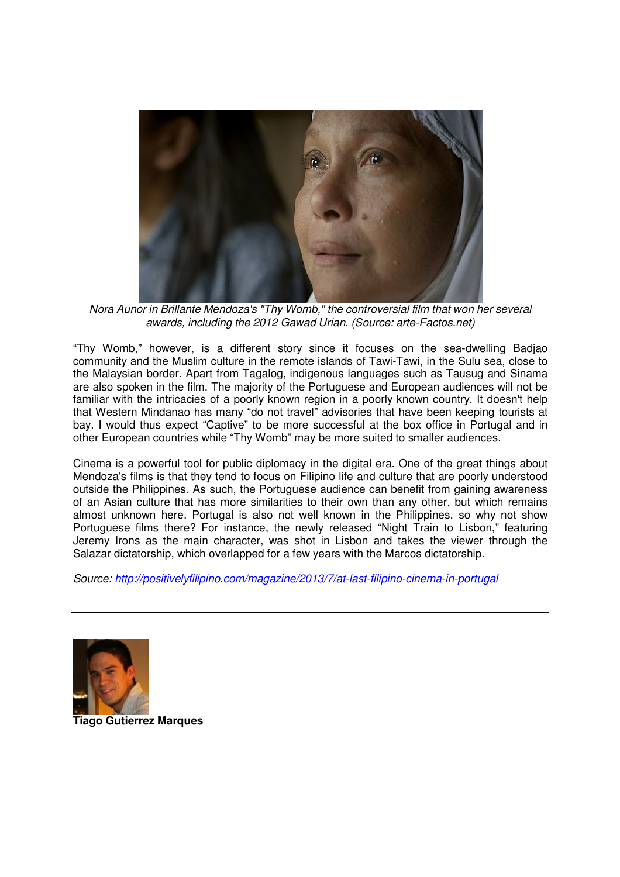*Nora Aunor in Brillante Mendoza's "Thy Womb," the controversial film that won her several awards, including the 2012 Gawad Urian. (Source: arte-Factos.net)*

"Thy Womb," however, is a different story since it focuses on the sea-dwelling Badjao community and the Muslim culture in the remote islands of Tawi-Tawi, in the Sulu sea, close to the Malaysian border. Apart from Tagalog, indigenous languages such as Tausug and Sinama are also spoken in the film. The majority of the Portuguese and European audiences will not be familiar with the intricacies of a poorly known region in a poorly known country. It doesn't help that Western Mindanao has many "do not travel" advisories that have been keeping tourists at bay. I would thus expect "Captive" to be more successful at the box office in Portugal and in other European countries while "Thy Womb" may be more suited to smaller audiences.

Cinema is a powerful tool for public diplomacy in the digital era. One of the great things about Mendoza's films is that they tend to focus on Filipino life and culture that are poorly understood outside the Philippines. As such, the Portuguese audience can benefit from gaining awareness of an Asian culture that has more similarities to their own than any other, but which remains almost unknown here. Portugal is also not well known in the Philippines, so why not show Portuguese films there? For instance, the newly released "Night Train to Lisbon," featuring Jeremy Irons as the main character, was shot in Lisbon and takes the viewer through the Salazar dictatorship, which overlapped for a few years with the Marcos dictatorship.

*Source: http://positivelyfilipino.com/magazine/2013/7/at-last-filipino-cinema-in-portugal*

---

**Tiago Gutierrez Marques**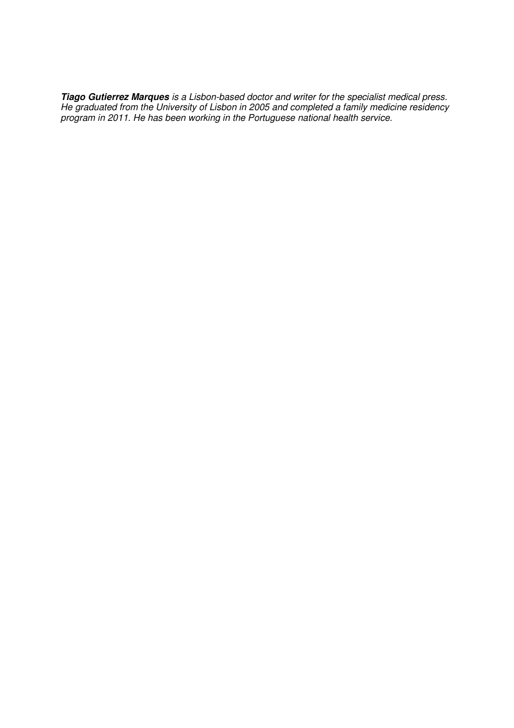***Tiago Gutierrez Marques*** *is a Lisbon-based doctor and writer for the specialist medical press. He graduated from the University of Lisbon in 2005 and completed a family medicine residency program in 2011. He has been working in the Portuguese national health service.*